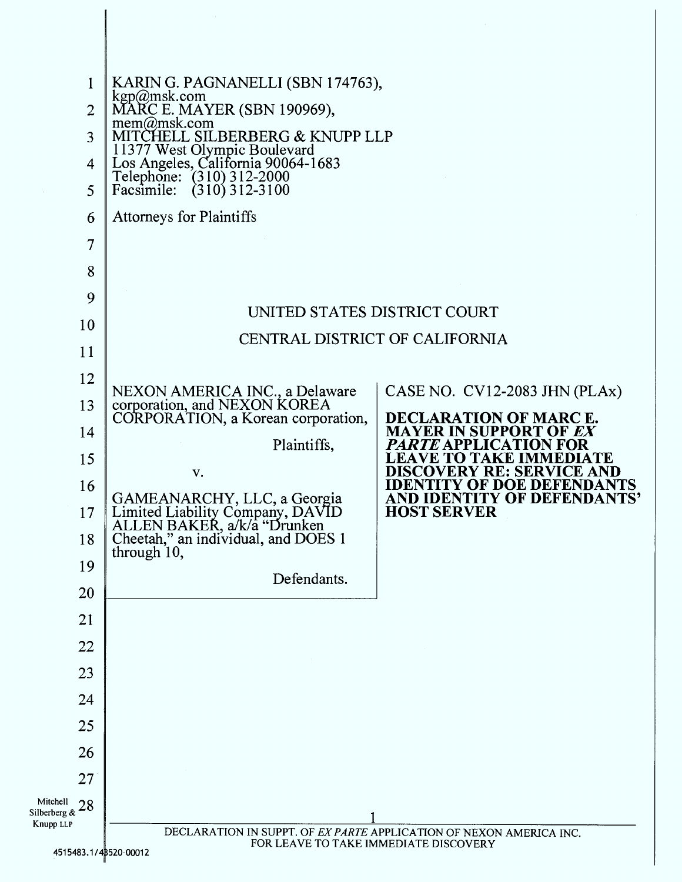KARIN G. PAGNANELLI (SBN 174763),
kgp@msk.com
MARC E. MAYER (SBN 190969),
mem@msk.com
MITCHELL SILBERBERG & KNUPP LLP
11377 West Olympic Boulevard
Los Angeles, California 90064-1683
Telephone: (310) 312-2000
Facsimile: (310) 312-3100

Attorneys for Plaintiffs

UNITED STATES DISTRICT COURT

CENTRAL DISTRICT OF CALIFORNIA

NEXON AMERICA INC., a Delaware corporation, and NEXON KOREA CORPORATION, a Korean corporation,

Plaintiffs,

v.

GAMEANARCHY, LLC, a Georgia Limited Liability Company, DAVID ALLEN BAKER, a/k/a "Drunken Cheetah," an individual, and DOES 1 through 10,

Defendants.

CASE NO. CV12-2083 JHN (PLAx)

**DECLARATION OF MARC E. MAYER IN SUPPORT OF *EX PARTE* APPLICATION FOR LEAVE TO TAKE IMMEDIATE DISCOVERY RE: SERVICE AND IDENTITY OF DOE DEFENDANTS AND IDENTITY OF DEFENDANTS' HOST SERVER**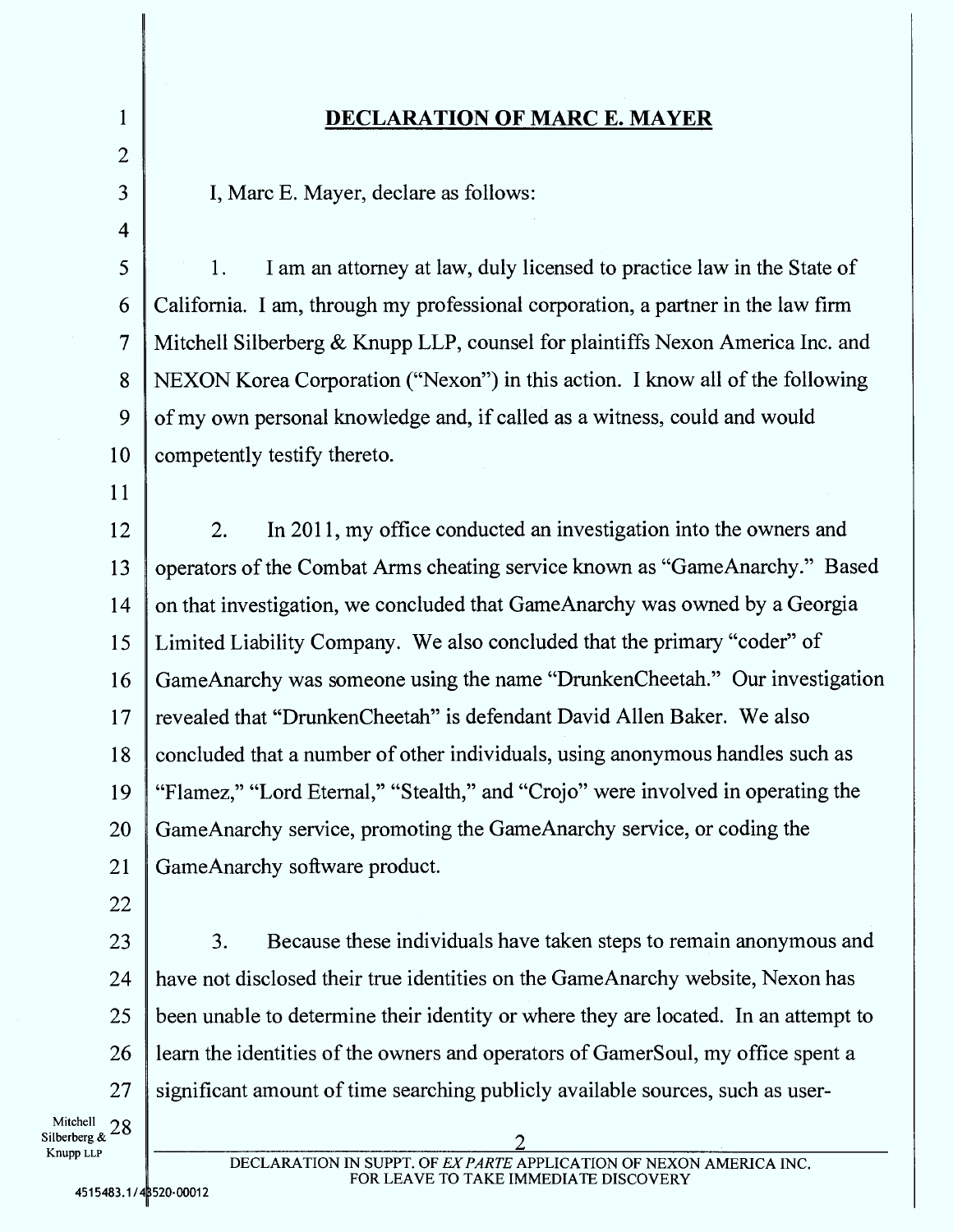## DECLARATION OF MARC E. MAYER

I, Marc E. Mayer, declare as follows:

1. I am an attorney at law, duly licensed to practice law in the State of California. I am, through my professional corporation, a partner in the law firm Mitchell Silberberg & Knupp LLP, counsel for plaintiffs Nexon America Inc. and NEXON Korea Corporation ("Nexon") in this action. I know all of the following of my own personal knowledge and, if called as a witness, could and would competently testify thereto.

2. In 2011, my office conducted an investigation into the owners and operators of the Combat Arms cheating service known as "GameAnarchy." Based on that investigation, we concluded that GameAnarchy was owned by a Georgia Limited Liability Company. We also concluded that the primary "coder" of GameAnarchy was someone using the name "DrunkenCheetah." Our investigation revealed that "DrunkenCheetah" is defendant David Allen Baker. We also concluded that a number of other individuals, using anonymous handles such as "Flamez," "Lord Eternal," "Stealth," and "Crojo" were involved in operating the GameAnarchy service, promoting the GameAnarchy service, or coding the GameAnarchy software product.

3. Because these individuals have taken steps to remain anonymous and have not disclosed their true identities on the GameAnarchy website, Nexon has been unable to determine their identity or where they are located. In an attempt to learn the identities of the owners and operators of GamerSoul, my office spent a significant amount of time searching publicly available sources, such as user-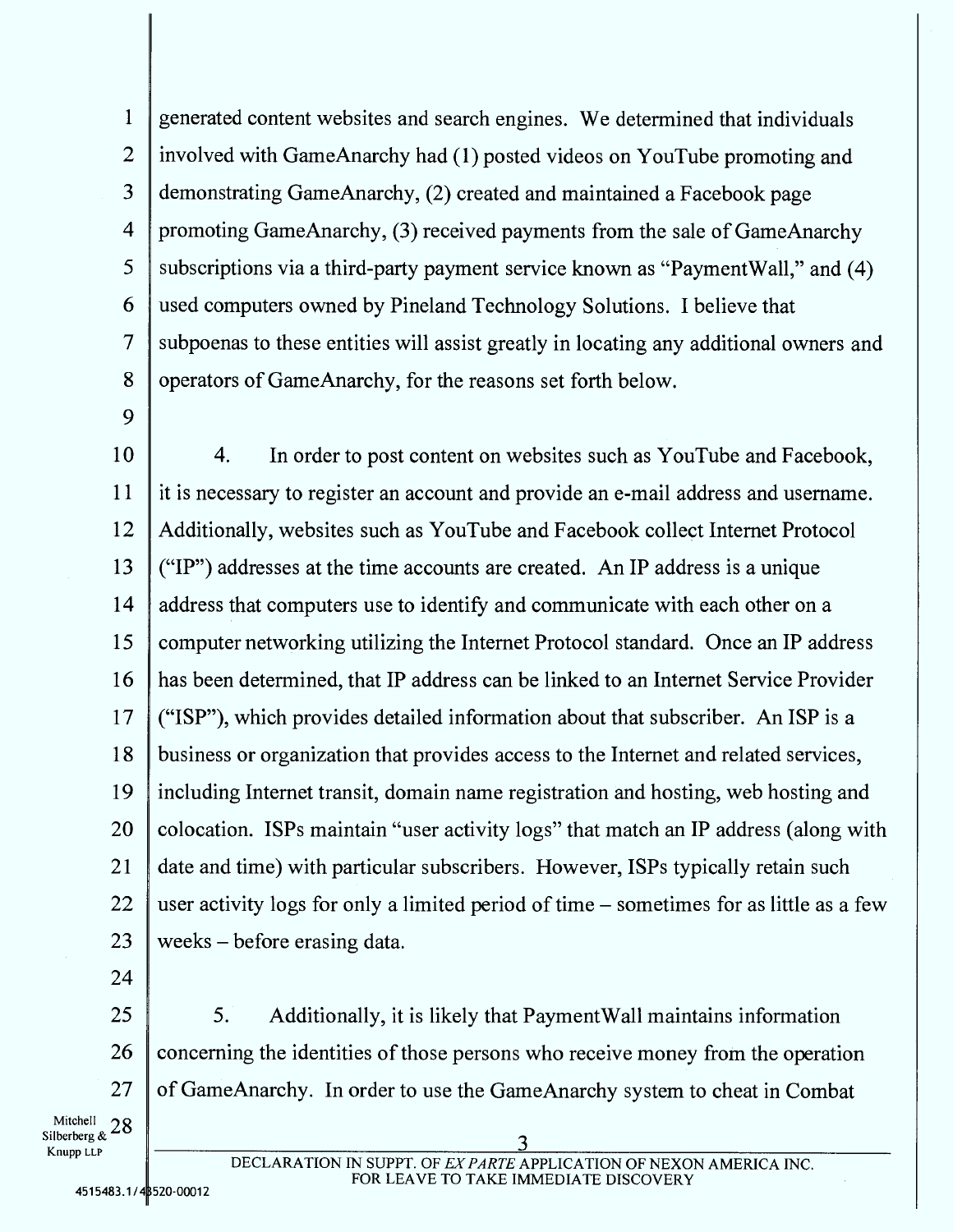generated content websites and search engines. We determined that individuals involved with GameAnarchy had (1) posted videos on YouTube promoting and demonstrating GameAnarchy, (2) created and maintained a Facebook page promoting GameAnarchy, (3) received payments from the sale of GameAnarchy subscriptions via a third-party payment service known as "PaymentWall," and (4) used computers owned by Pineland Technology Solutions. I believe that subpoenas to these entities will assist greatly in locating any additional owners and operators of GameAnarchy, for the reasons set forth below.

4. In order to post content on websites such as YouTube and Facebook, it is necessary to register an account and provide an e-mail address and username. Additionally, websites such as YouTube and Facebook collect Internet Protocol ("IP") addresses at the time accounts are created. An IP address is a unique address that computers use to identify and communicate with each other on a computer networking utilizing the Internet Protocol standard. Once an IP address has been determined, that IP address can be linked to an Internet Service Provider ("ISP"), which provides detailed information about that subscriber. An ISP is a business or organization that provides access to the Internet and related services, including Internet transit, domain name registration and hosting, web hosting and colocation. ISPs maintain "user activity logs" that match an IP address (along with date and time) with particular subscribers. However, ISPs typically retain such user activity logs for only a limited period of time – sometimes for as little as a few weeks – before erasing data.

5. Additionally, it is likely that PaymentWall maintains information concerning the identities of those persons who receive money from the operation of GameAnarchy. In order to use the GameAnarchy system to cheat in Combat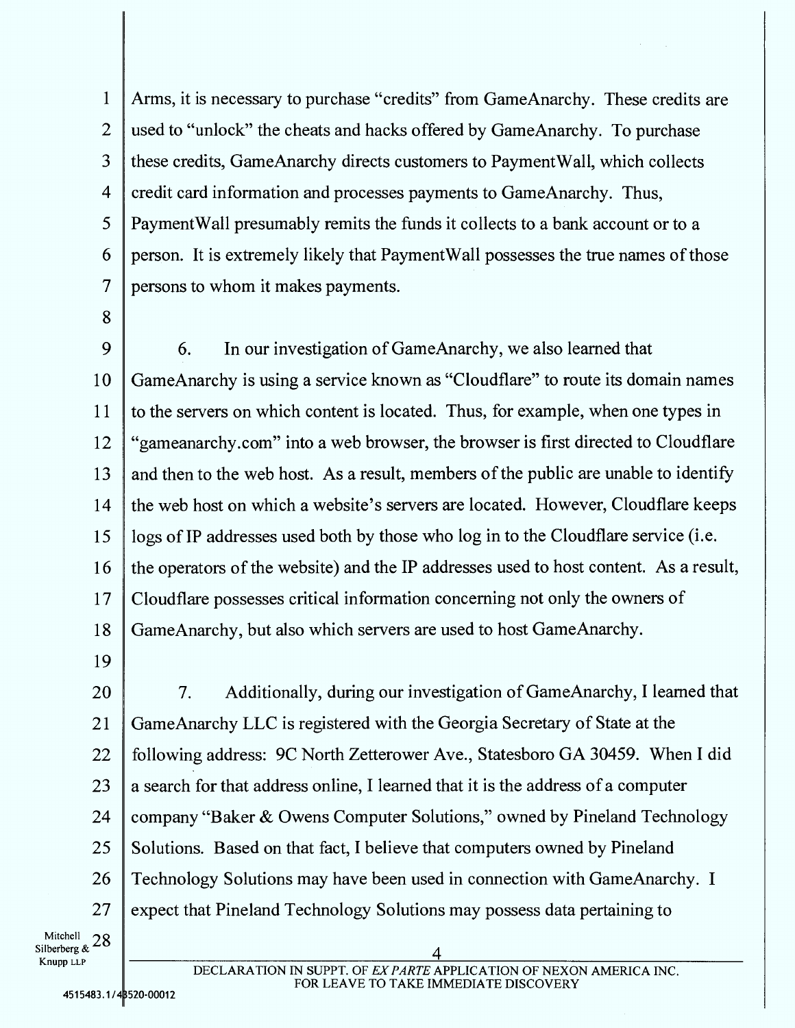Arms, it is necessary to purchase "credits" from GameAnarchy. These credits are used to "unlock" the cheats and hacks offered by GameAnarchy. To purchase these credits, GameAnarchy directs customers to PaymentWall, which collects credit card information and processes payments to GameAnarchy. Thus, PaymentWall presumably remits the funds it collects to a bank account or to a person. It is extremely likely that PaymentWall possesses the true names of those persons to whom it makes payments.

6. In our investigation of GameAnarchy, we also learned that GameAnarchy is using a service known as "Cloudflare" to route its domain names to the servers on which content is located. Thus, for example, when one types in "gameanarchy.com" into a web browser, the browser is first directed to Cloudflare and then to the web host. As a result, members of the public are unable to identify the web host on which a website's servers are located. However, Cloudflare keeps logs of IP addresses used both by those who log in to the Cloudflare service (i.e. the operators of the website) and the IP addresses used to host content. As a result, Cloudflare possesses critical information concerning not only the owners of GameAnarchy, but also which servers are used to host GameAnarchy.

7. Additionally, during our investigation of GameAnarchy, I learned that GameAnarchy LLC is registered with the Georgia Secretary of State at the following address: 9C North Zetterower Ave., Statesboro GA 30459. When I did a search for that address online, I learned that it is the address of a computer company "Baker & Owens Computer Solutions," owned by Pineland Technology Solutions. Based on that fact, I believe that computers owned by Pineland Technology Solutions may have been used in connection with GameAnarchy. I expect that Pineland Technology Solutions may possess data pertaining to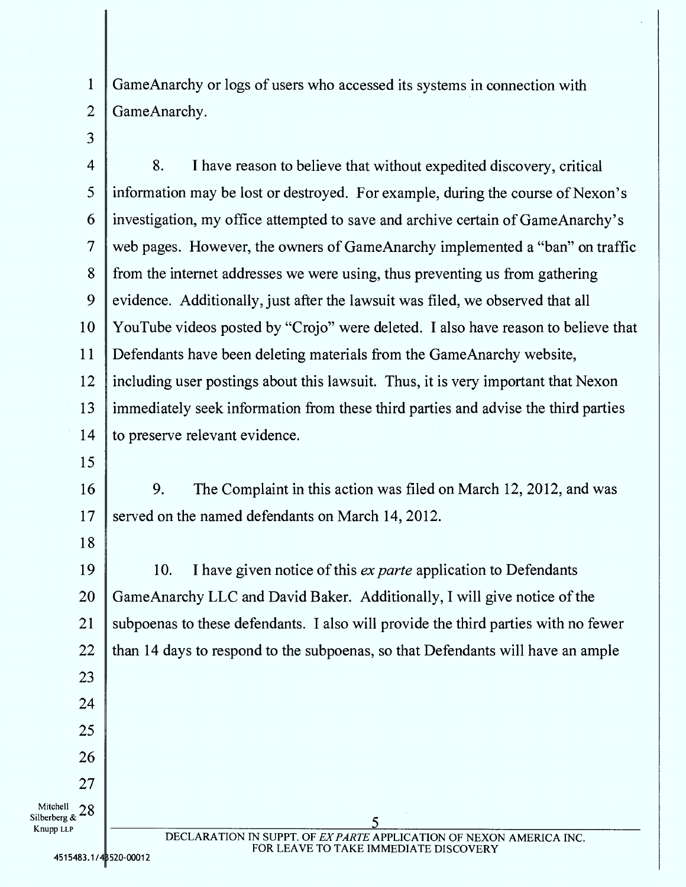GameAnarchy or logs of users who accessed its systems in connection with GameAnarchy.

8. I have reason to believe that without expedited discovery, critical information may be lost or destroyed. For example, during the course of Nexon's investigation, my office attempted to save and archive certain of GameAnarchy's web pages. However, the owners of GameAnarchy implemented a "ban" on traffic from the internet addresses we were using, thus preventing us from gathering evidence. Additionally, just after the lawsuit was filed, we observed that all YouTube videos posted by "Crojo" were deleted. I also have reason to believe that Defendants have been deleting materials from the GameAnarchy website, including user postings about this lawsuit. Thus, it is very important that Nexon immediately seek information from these third parties and advise the third parties to preserve relevant evidence.

9. The Complaint in this action was filed on March 12, 2012, and was served on the named defendants on March 14, 2012.

10. I have given notice of this *ex parte* application to Defendants GameAnarchy LLC and David Baker. Additionally, I will give notice of the subpoenas to these defendants. I also will provide the third parties with no fewer than 14 days to respond to the subpoenas, so that Defendants will have an ample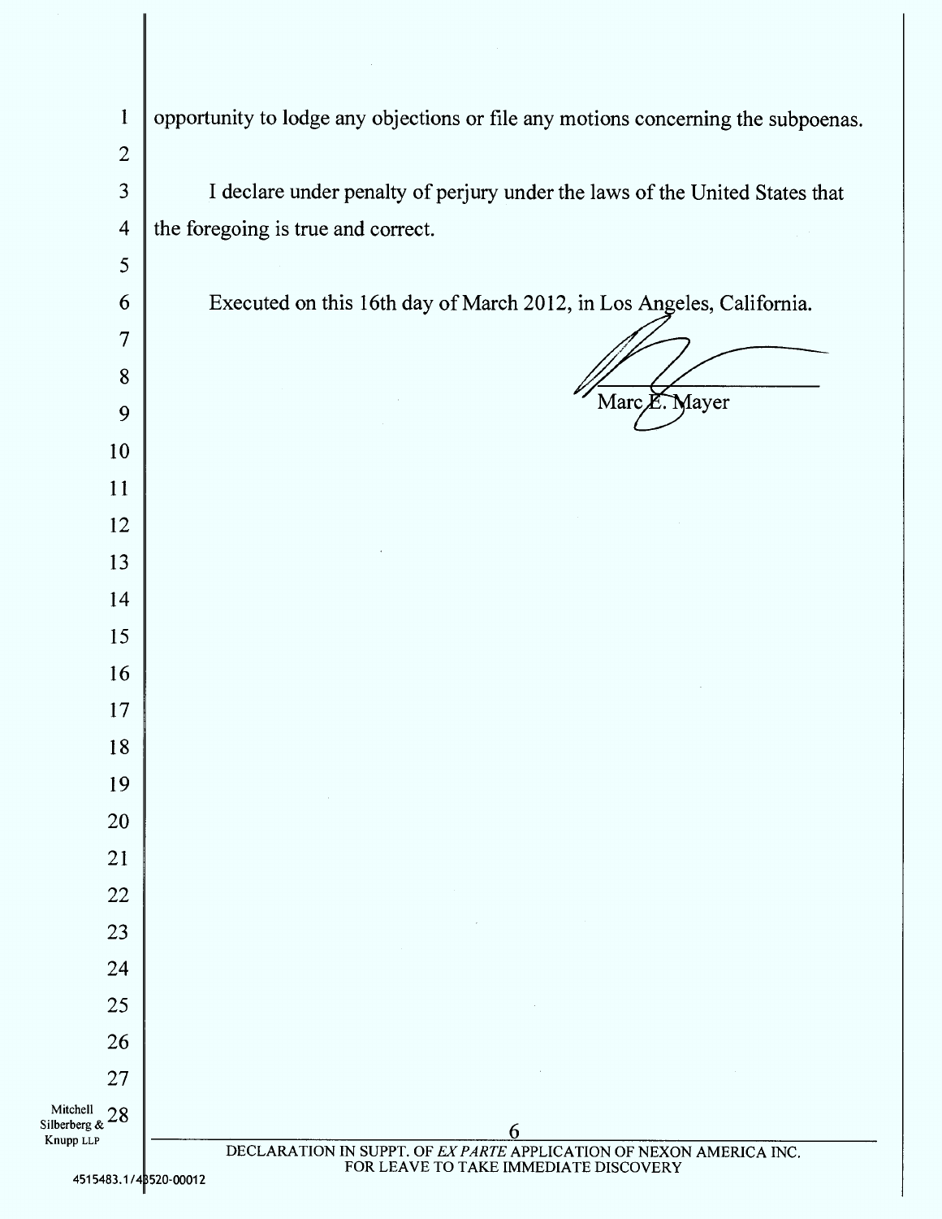opportunity to lodge any objections or file any motions concerning the subpoenas.

I declare under penalty of perjury under the laws of the United States that the foregoing is true and correct.

Executed on this 16th day of March 2012, in Los Angeles, California.

Marc E. Mayer

DECLARATION IN SUPPT. OF *EX PARTE* APPLICATION OF NEXON AMERICA INC. FOR LEAVE TO TAKE IMMEDIATE DISCOVERY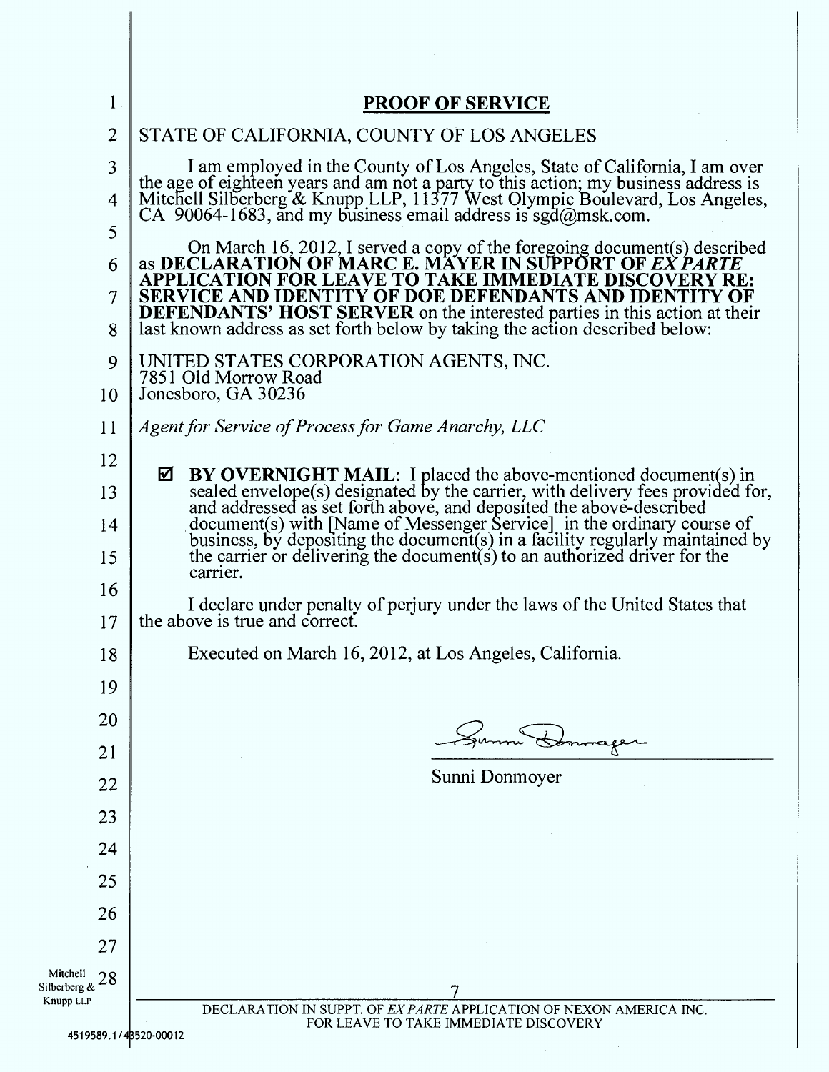# PROOF OF SERVICE

STATE OF CALIFORNIA, COUNTY OF LOS ANGELES

I am employed in the County of Los Angeles, State of California, I am over the age of eighteen years and am not a party to this action; my business address is Mitchell Silberberg & Knupp LLP, 11377 West Olympic Boulevard, Los Angeles, CA 90064-1683, and my business email address is sgd@msk.com.

On March 16, 2012, I served a copy of the foregoing document(s) described as **DECLARATION OF MARC E. MAYER IN SUPPORT OF *EX PARTE* APPLICATION FOR LEAVE TO TAKE IMMEDIATE DISCOVERY RE: SERVICE AND IDENTITY OF DOE DEFENDANTS AND IDENTITY OF DEFENDANTS' HOST SERVER** on the interested parties in this action at their last known address as set forth below by taking the action described below:

UNITED STATES CORPORATION AGENTS, INC.
7851 Old Morrow Road
Jonesboro, GA 30236

*Agent for Service of Process for Game Anarchy, LLC*

☑ **BY OVERNIGHT MAIL:** I placed the above-mentioned document(s) in sealed envelope(s) designated by the carrier, with delivery fees provided for, and addressed as set forth above, and deposited the above-described document(s) with [Name of Messenger Service] in the ordinary course of business, by depositing the document(s) in a facility regularly maintained by the carrier or delivering the document(s) to an authorized driver for the carrier.

I declare under penalty of perjury under the laws of the United States that the above is true and correct.

Executed on March 16, 2012, at Los Angeles, California.

Sunni Donmoyer

DECLARATION IN SUPPT. OF *EX PARTE* APPLICATION OF NEXON AMERICA INC. FOR LEAVE TO TAKE IMMEDIATE DISCOVERY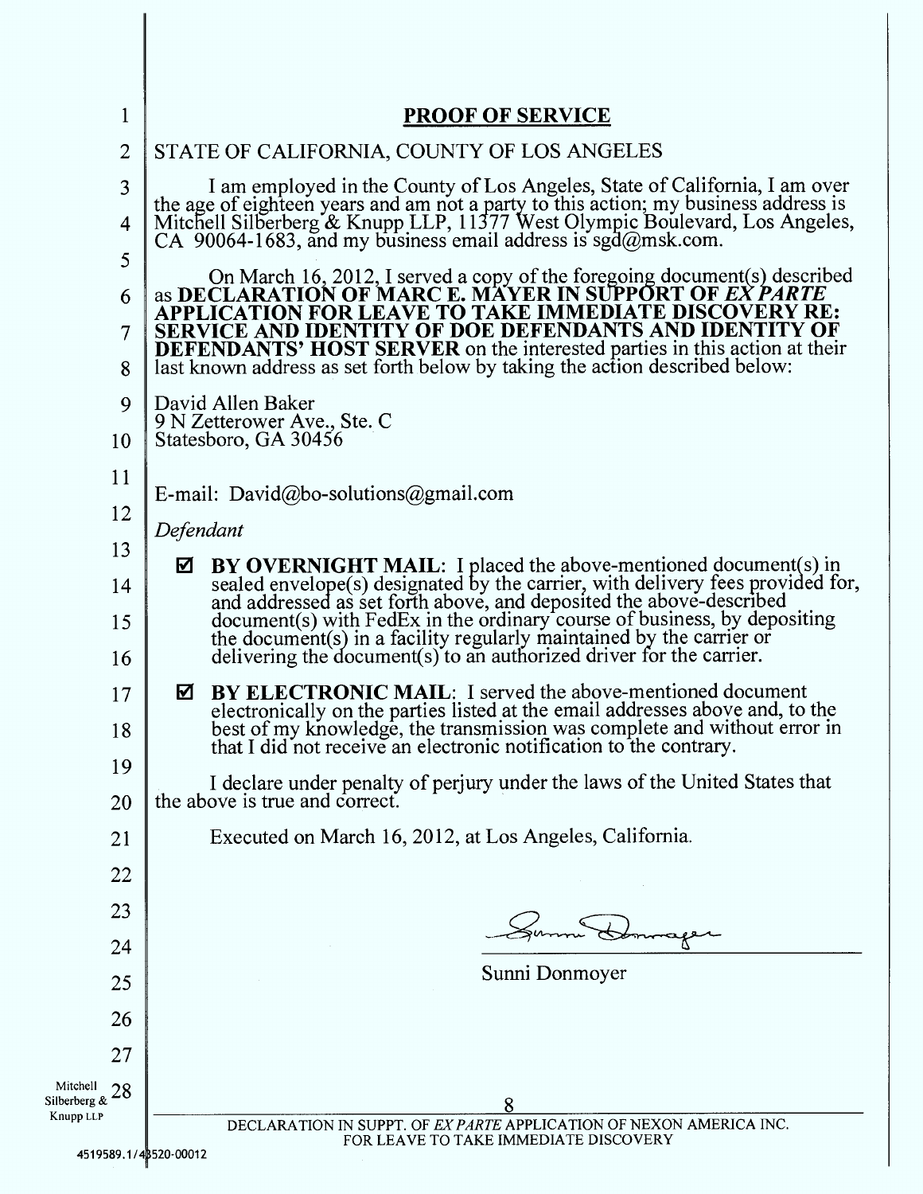# PROOF OF SERVICE

STATE OF CALIFORNIA, COUNTY OF LOS ANGELES

I am employed in the County of Los Angeles, State of California, I am over the age of eighteen years and am not a party to this action; my business address is Mitchell Silberberg & Knupp LLP, 11377 West Olympic Boulevard, Los Angeles, CA 90064-1683, and my business email address is sgd@msk.com.

On March 16, 2012, I served a copy of the foregoing document(s) described as **DECLARATION OF MARC E. MAYER IN SUPPORT OF *EX PARTE* APPLICATION FOR LEAVE TO TAKE IMMEDIATE DISCOVERY RE: SERVICE AND IDENTITY OF DOE DEFENDANTS AND IDENTITY OF DEFENDANTS' HOST SERVER** on the interested parties in this action at their last known address as set forth below by taking the action described below:

David Allen Baker
9 N Zetterower Ave., Ste. C
Statesboro, GA 30456

E-mail: David@bo-solutions@gmail.com

*Defendant*

☑ **BY OVERNIGHT MAIL**: I placed the above-mentioned document(s) in sealed envelope(s) designated by the carrier, with delivery fees provided for, and addressed as set forth above, and deposited the above-described document(s) with FedEx in the ordinary course of business, by depositing the document(s) in a facility regularly maintained by the carrier or delivering the document(s) to an authorized driver for the carrier.

☑ **BY ELECTRONIC MAIL**: I served the above-mentioned document electronically on the parties listed at the email addresses above and, to the best of my knowledge, the transmission was complete and without error in that I did not receive an electronic notification to the contrary.

I declare under penalty of perjury under the laws of the United States that the above is true and correct.

Executed on March 16, 2012, at Los Angeles, California.

Sunni Donmoyer

Sunni Donmoyer